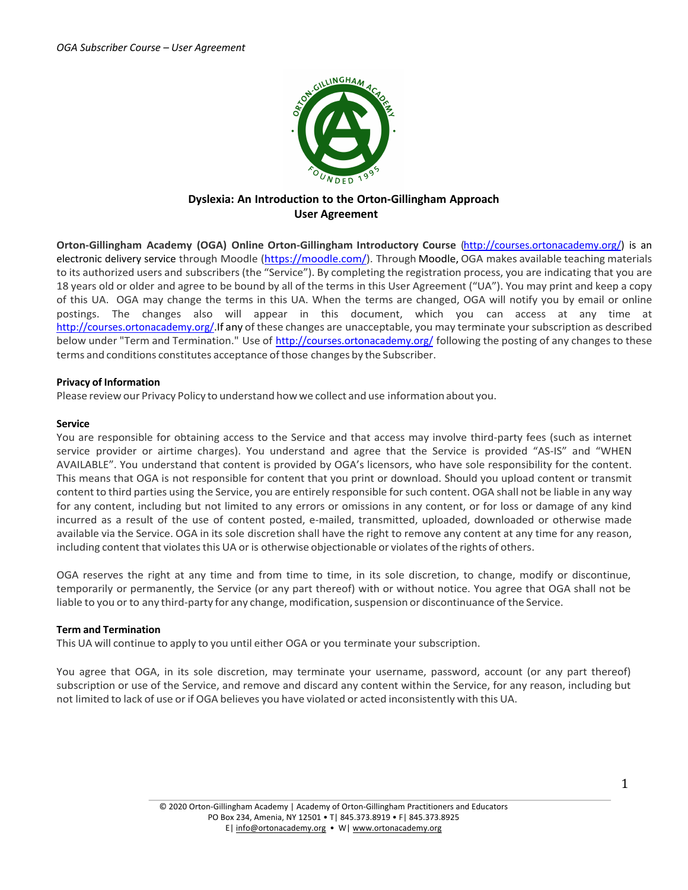# Dyslexia: An Introduction to the Orton-Gillingham Approach
## User Agreement

**Orton-Gillingham Academy (OGA) Online Orton-Gillingham Introductory Course** (http://courses.ortonacademy.org/) is an electronic delivery service through Moodle (https://moodle.com/). Through Moodle, OGA makes available teaching materials to its authorized users and subscribers (the "Service"). By completing the registration process, you are indicating that you are 18 years old or older and agree to be bound by all of the terms in this User Agreement ("UA"). You may print and keep a copy of this UA. OGA may change the terms in this UA. When the terms are changed, OGA will notify you by email or online postings. The changes also will appear in this document, which you can access at any time at http://courses.ortonacademy.org/.If any of these changes are unacceptable, you may terminate your subscription as described below under "Term and Termination." Use of http://courses.ortonacademy.org/ following the posting of any changes to these terms and conditions constitutes acceptance of those changes by the Subscriber.

**Privacy of Information**

Please review our Privacy Policy to understand how we collect and use information about you.

**Service**

You are responsible for obtaining access to the Service and that access may involve third-party fees (such as internet service provider or airtime charges). You understand and agree that the Service is provided "AS-IS" and "WHEN AVAILABLE". You understand that content is provided by OGA's licensors, who have sole responsibility for the content. This means that OGA is not responsible for content that you print or download. Should you upload content or transmit content to third parties using the Service, you are entirely responsible for such content. OGA shall not be liable in any way for any content, including but not limited to any errors or omissions in any content, or for loss or damage of any kind incurred as a result of the use of content posted, e-mailed, transmitted, uploaded, downloaded or otherwise made available via the Service. OGA in its sole discretion shall have the right to remove any content at any time for any reason, including content that violates this UA or is otherwise objectionable or violates of the rights of others.

OGA reserves the right at any time and from time to time, in its sole discretion, to change, modify or discontinue, temporarily or permanently, the Service (or any part thereof) with or without notice. You agree that OGA shall not be liable to you or to any third-party for any change, modification, suspension or discontinuance of the Service.

**Term and Termination**

This UA will continue to apply to you until either OGA or you terminate your subscription.

You agree that OGA, in its sole discretion, may terminate your username, password, account (or any part thereof) subscription or use of the Service, and remove and discard any content within the Service, for any reason, including but not limited to lack of use or if OGA believes you have violated or acted inconsistently with this UA.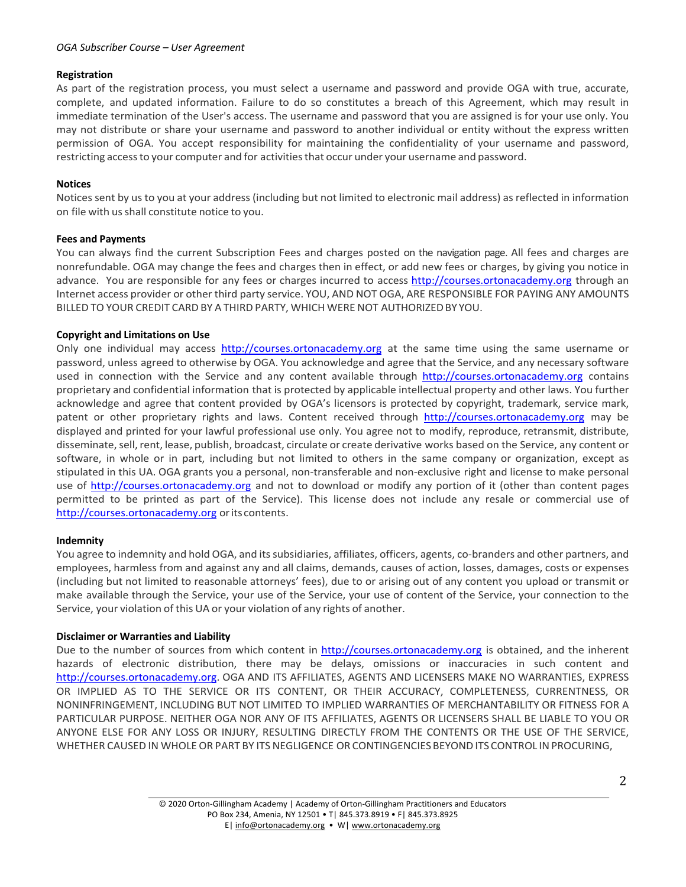### Registration

As part of the registration process, you must select a username and password and provide OGA with true, accurate, complete, and updated information. Failure to do so constitutes a breach of this Agreement, which may result in immediate termination of the User's access. The username and password that you are assigned is for your use only. You may not distribute or share your username and password to another individual or entity without the express written permission of OGA. You accept responsibility for maintaining the confidentiality of your username and password, restricting access to your computer and for activities that occur under your username and password.

### Notices

Notices sent by us to you at your address (including but not limited to electronic mail address) as reflected in information on file with us shall constitute notice to you.

### Fees and Payments

You can always find the current Subscription Fees and charges posted on the navigation page. All fees and charges are nonrefundable. OGA may change the fees and charges then in effect, or add new fees or charges, by giving you notice in advance. You are responsible for any fees or charges incurred to access http://courses.ortonacademy.org through an Internet access provider or other third party service. YOU, AND NOT OGA, ARE RESPONSIBLE FOR PAYING ANY AMOUNTS BILLED TO YOUR CREDIT CARD BY A THIRD PARTY, WHICH WERE NOT AUTHORIZED BY YOU.

### Copyright and Limitations on Use

Only one individual may access http://courses.ortonacademy.org at the same time using the same username or password, unless agreed to otherwise by OGA. You acknowledge and agree that the Service, and any necessary software used in connection with the Service and any content available through http://courses.ortonacademy.org contains proprietary and confidential information that is protected by applicable intellectual property and other laws. You further acknowledge and agree that content provided by OGA's licensors is protected by copyright, trademark, service mark, patent or other proprietary rights and laws. Content received through http://courses.ortonacademy.org may be displayed and printed for your lawful professional use only. You agree not to modify, reproduce, retransmit, distribute, disseminate, sell, rent, lease, publish, broadcast, circulate or create derivative works based on the Service, any content or software, in whole or in part, including but not limited to others in the same company or organization, except as stipulated in this UA. OGA grants you a personal, non-transferable and non-exclusive right and license to make personal use of http://courses.ortonacademy.org and not to download or modify any portion of it (other than content pages permitted to be printed as part of the Service). This license does not include any resale or commercial use of http://courses.ortonacademy.org or its contents.

### Indemnity

You agree to indemnity and hold OGA, and its subsidiaries, affiliates, officers, agents, co-branders and other partners, and employees, harmless from and against any and all claims, demands, causes of action, losses, damages, costs or expenses (including but not limited to reasonable attorneys' fees), due to or arising out of any content you upload or transmit or make available through the Service, your use of the Service, your use of content of the Service, your connection to the Service, your violation of this UA or your violation of any rights of another.

### Disclaimer or Warranties and Liability

Due to the number of sources from which content in http://courses.ortonacademy.org is obtained, and the inherent hazards of electronic distribution, there may be delays, omissions or inaccuracies in such content and http://courses.ortonacademy.org. OGA AND ITS AFFILIATES, AGENTS AND LICENSERS MAKE NO WARRANTIES, EXPRESS OR IMPLIED AS TO THE SERVICE OR ITS CONTENT, OR THEIR ACCURACY, COMPLETENESS, CURRENTNESS, OR NONINFRINGEMENT, INCLUDING BUT NOT LIMITED TO IMPLIED WARRANTIES OF MERCHANTABILITY OR FITNESS FOR A PARTICULAR PURPOSE. NEITHER OGA NOR ANY OF ITS AFFILIATES, AGENTS OR LICENSERS SHALL BE LIABLE TO YOU OR ANYONE ELSE FOR ANY LOSS OR INJURY, RESULTING DIRECTLY FROM THE CONTENTS OR THE USE OF THE SERVICE, WHETHER CAUSED IN WHOLE OR PART BY ITS NEGLIGENCE OR CONTINGENCIES BEYOND ITS CONTROL IN PROCURING,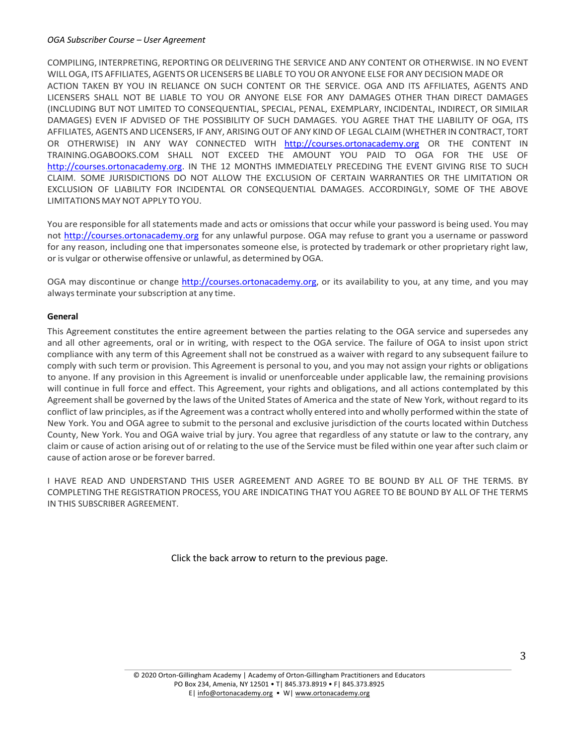COMPILING, INTERPRETING, REPORTING OR DELIVERING THE SERVICE AND ANY CONTENT OR OTHERWISE. IN NO EVENT WILL OGA, ITS AFFILIATES, AGENTS OR LICENSERS BE LIABLE TO YOU OR ANYONE ELSE FOR ANY DECISION MADE OR ACTION TAKEN BY YOU IN RELIANCE ON SUCH CONTENT OR THE SERVICE. OGA AND ITS AFFILIATES, AGENTS AND LICENSERS SHALL NOT BE LIABLE TO YOU OR ANYONE ELSE FOR ANY DAMAGES OTHER THAN DIRECT DAMAGES (INCLUDING BUT NOT LIMITED TO CONSEQUENTIAL, SPECIAL, PENAL, EXEMPLARY, INCIDENTAL, INDIRECT, OR SIMILAR DAMAGES) EVEN IF ADVISED OF THE POSSIBILITY OF SUCH DAMAGES. YOU AGREE THAT THE LIABILITY OF OGA, ITS AFFILIATES, AGENTS AND LICENSERS, IF ANY, ARISING OUT OF ANY KIND OF LEGAL CLAIM (WHETHER IN CONTRACT, TORT OR OTHERWISE) IN ANY WAY CONNECTED WITH http://courses.ortonacademy.org OR THE CONTENT IN TRAINING.OGABOOKS.COM SHALL NOT EXCEED THE AMOUNT YOU PAID TO OGA FOR THE USE OF http://courses.ortonacademy.org. IN THE 12 MONTHS IMMEDIATELY PRECEDING THE EVENT GIVING RISE TO SUCH CLAIM. SOME JURISDICTIONS DO NOT ALLOW THE EXCLUSION OF CERTAIN WARRANTIES OR THE LIMITATION OR EXCLUSION OF LIABILITY FOR INCIDENTAL OR CONSEQUENTIAL DAMAGES. ACCORDINGLY, SOME OF THE ABOVE LIMITATIONS MAY NOT APPLY TO YOU.

You are responsible for all statements made and acts or omissions that occur while your password is being used. You may not http://courses.ortonacademy.org for any unlawful purpose. OGA may refuse to grant you a username or password for any reason, including one that impersonates someone else, is protected by trademark or other proprietary right law, or is vulgar or otherwise offensive or unlawful, as determined by OGA.

OGA may discontinue or change http://courses.ortonacademy.org, or its availability to you, at any time, and you may always terminate your subscription at any time.

**General**

This Agreement constitutes the entire agreement between the parties relating to the OGA service and supersedes any and all other agreements, oral or in writing, with respect to the OGA service. The failure of OGA to insist upon strict compliance with any term of this Agreement shall not be construed as a waiver with regard to any subsequent failure to comply with such term or provision. This Agreement is personal to you, and you may not assign your rights or obligations to anyone. If any provision in this Agreement is invalid or unenforceable under applicable law, the remaining provisions will continue in full force and effect. This Agreement, your rights and obligations, and all actions contemplated by this Agreement shall be governed by the laws of the United States of America and the state of New York, without regard to its conflict of law principles, as if the Agreement was a contract wholly entered into and wholly performed within the state of New York. You and OGA agree to submit to the personal and exclusive jurisdiction of the courts located within Dutchess County, New York. You and OGA waive trial by jury. You agree that regardless of any statute or law to the contrary, any claim or cause of action arising out of or relating to the use of the Service must be filed within one year after such claim or cause of action arose or be forever barred.

I HAVE READ AND UNDERSTAND THIS USER AGREEMENT AND AGREE TO BE BOUND BY ALL OF THE TERMS. BY COMPLETING THE REGISTRATION PROCESS, YOU ARE INDICATING THAT YOU AGREE TO BE BOUND BY ALL OF THE TERMS IN THIS SUBSCRIBER AGREEMENT.

Click the back arrow to return to the previous page.